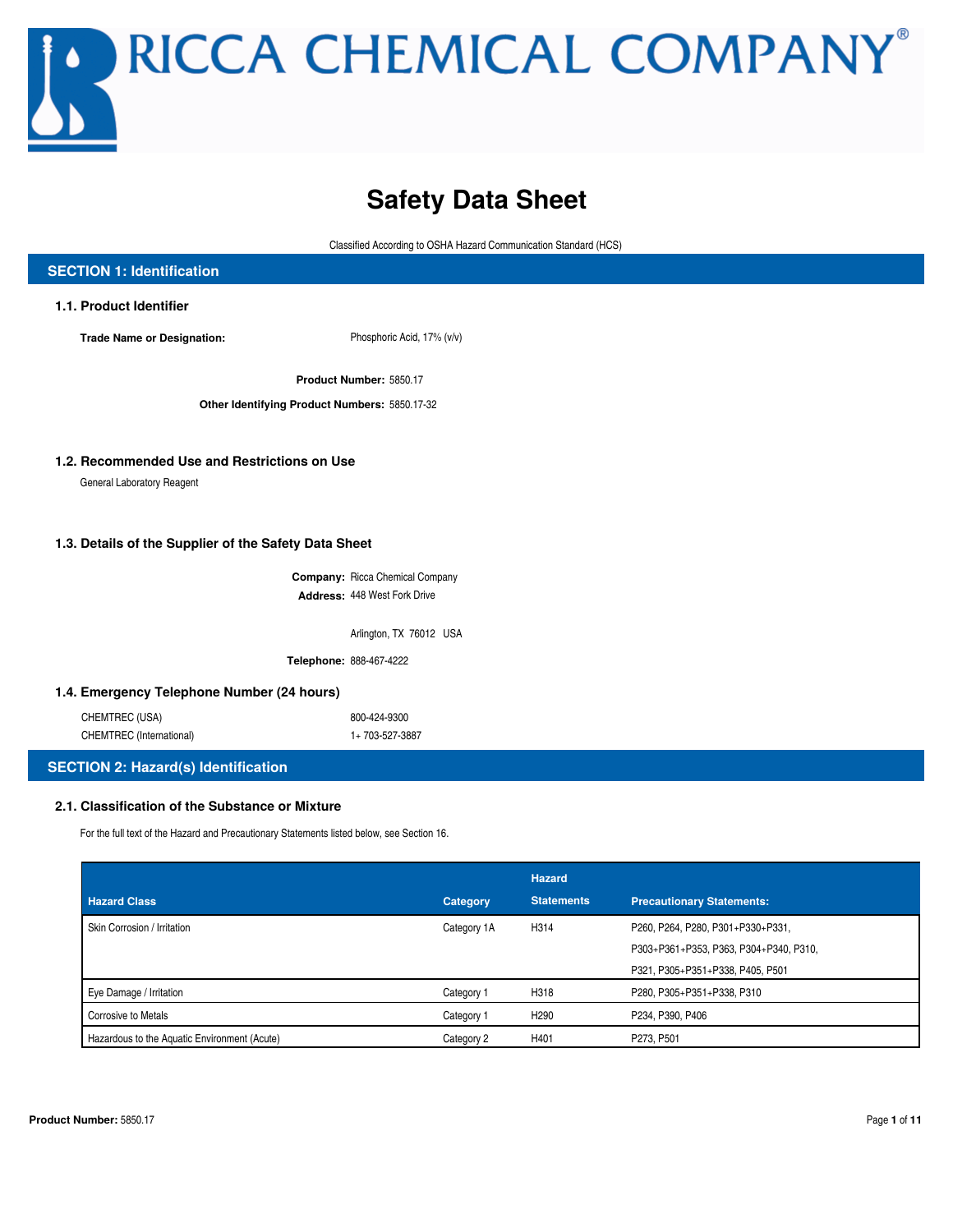# RICCA CHEMICAL COMPANY®

# Safety Data Sheet

Classified According to OSHA Hazard Communication Standard (HCS)

## SECTION 1: Identification

### 1.1. Product Identifier

**Trade Name or Designation:** Phosphoric Acid, 17% (v/v)

**Product Number:** 5850.17

**Other Identifying Product Numbers:** 5850.17-32

### 1.2. Recommended Use and Restrictions on Use

General Laboratory Reagent

### 1.3. Details of the Supplier of the Safety Data Sheet

**Company:** Ricca Chemical Company

**Address:** 448 West Fork Drive

Arlington, TX 76012 USA

**Telephone:** 888-467-4222

### 1.4. Emergency Telephone Number (24 hours)

CHEMTREC (USA) 800-424-9300

CHEMTREC (International) 1+ 703-527-3887

## SECTION 2: Hazard(s) Identification

### 2.1. Classification of the Substance or Mixture

For the full text of the Hazard and Precautionary Statements listed below, see Section 16.

| Hazard Class | Category | Hazard Statements | Precautionary Statements: |
|---|---|---|---|
| Skin Corrosion / Irritation | Category 1A | H314 | P260, P264, P280, P301+P330+P331, P303+P361+P353, P363, P304+P340, P310, P321, P305+P351+P338, P405, P501 |
| Eye Damage / Irritation | Category 1 | H318 | P280, P305+P351+P338, P310 |
| Corrosive to Metals | Category 1 | H290 | P234, P390, P406 |
| Hazardous to the Aquatic Environment (Acute) | Category 2 | H401 | P273, P501 |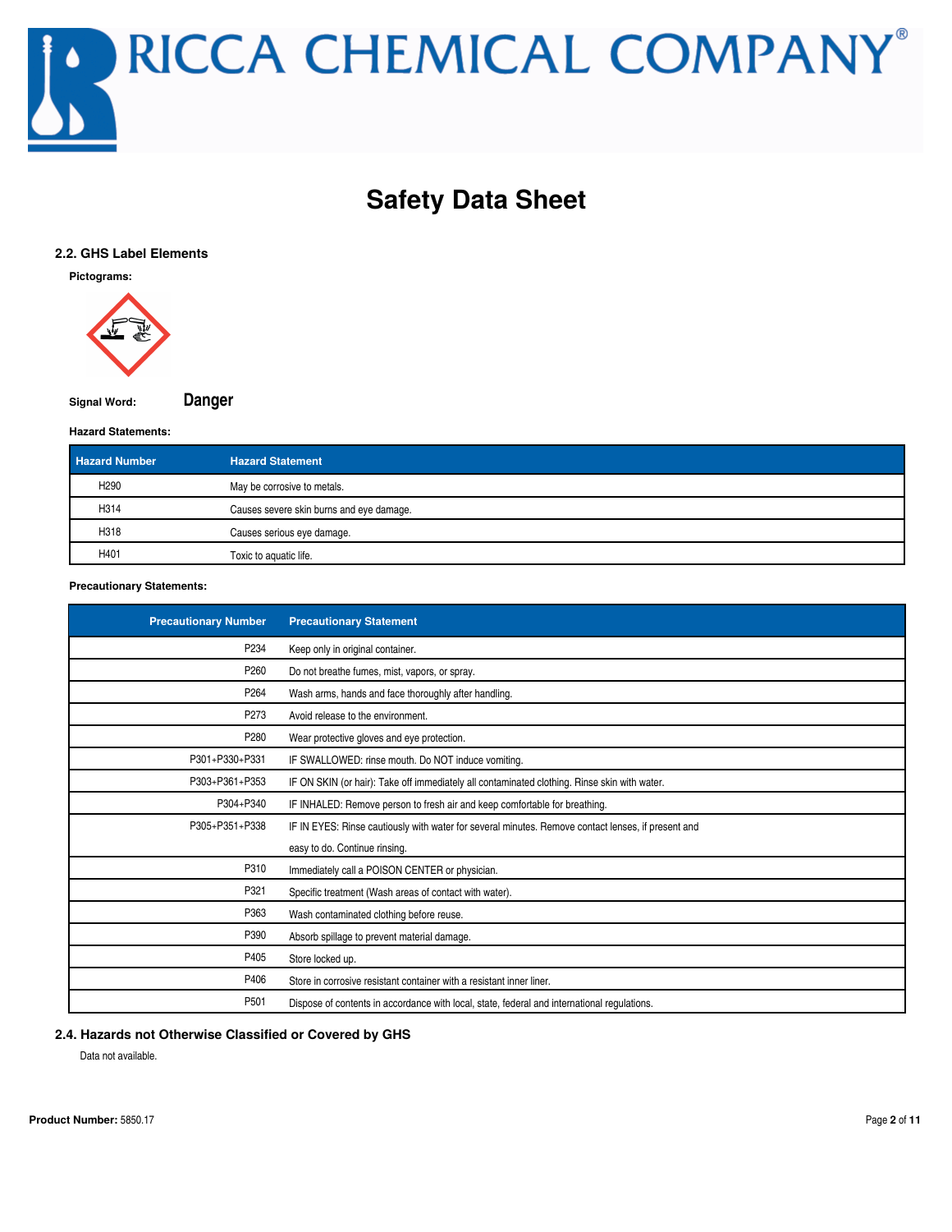# Safety Data Sheet

## 2.2. GHS Label Elements

**Pictograms:**

**Signal Word:** **Danger**

**Hazard Statements:**

| Hazard Number | Hazard Statement |
|---|---|
| H290 | May be corrosive to metals. |
| H314 | Causes severe skin burns and eye damage. |
| H318 | Causes serious eye damage. |
| H401 | Toxic to aquatic life. |

**Precautionary Statements:**

| Precautionary Number | Precautionary Statement |
|---|---|
| P234 | Keep only in original container. |
| P260 | Do not breathe fumes, mist, vapors, or spray. |
| P264 | Wash arms, hands and face thoroughly after handling. |
| P273 | Avoid release to the environment. |
| P280 | Wear protective gloves and eye protection. |
| P301+P330+P331 | IF SWALLOWED: rinse mouth. Do NOT induce vomiting. |
| P303+P361+P353 | IF ON SKIN (or hair): Take off immediately all contaminated clothing. Rinse skin with water. |
| P304+P340 | IF INHALED: Remove person to fresh air and keep comfortable for breathing. |
| P305+P351+P338 | IF IN EYES: Rinse cautiously with water for several minutes. Remove contact lenses, if present and easy to do. Continue rinsing. |
| P310 | Immediately call a POISON CENTER or physician. |
| P321 | Specific treatment (Wash areas of contact with water). |
| P363 | Wash contaminated clothing before reuse. |
| P390 | Absorb spillage to prevent material damage. |
| P405 | Store locked up. |
| P406 | Store in corrosive resistant container with a resistant inner liner. |
| P501 | Dispose of contents in accordance with local, state, federal and international regulations. |

## 2.4. Hazards not Otherwise Classified or Covered by GHS

Data not available.

**Product Number:** 5850.17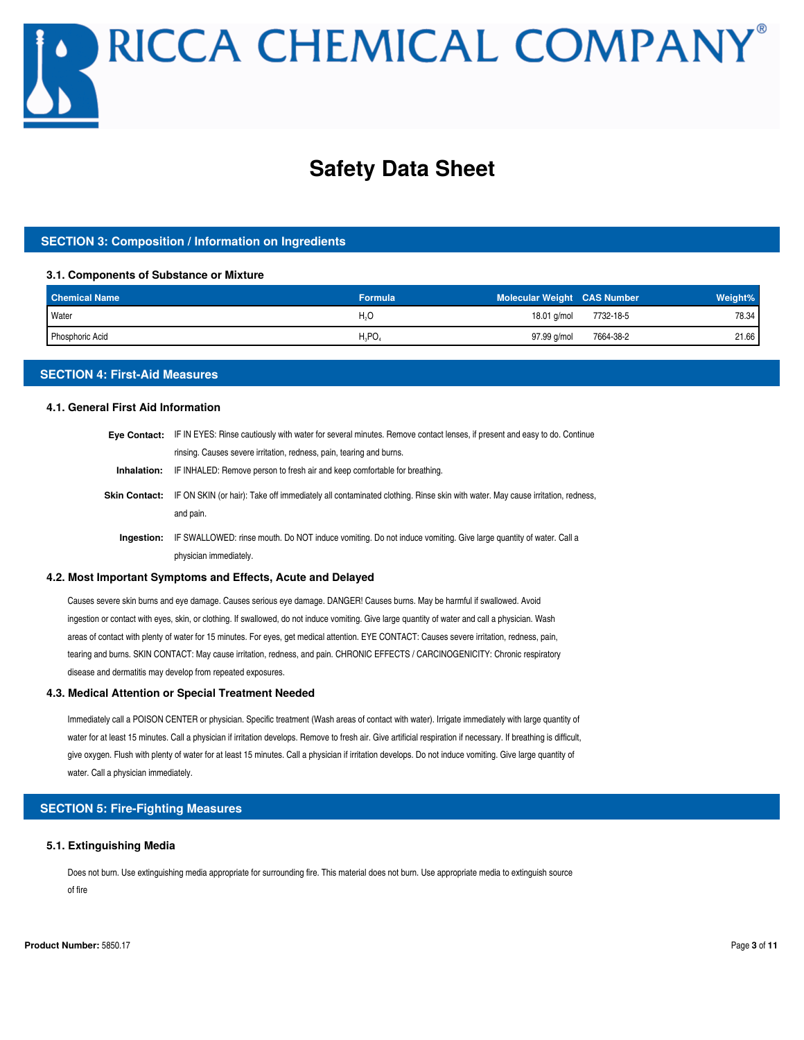# Safety Data Sheet

## SECTION 3: Composition / Information on Ingredients

### 3.1. Components of Substance or Mixture

| Chemical Name | Formula | Molecular Weight | CAS Number | Weight% |
|---|---|---|---|---|
| Water | $H_2O$ | 18.01 g/mol | 7732-18-5 | 78.34 |
| Phosphoric Acid | $H_3PO_4$ | 97.99 g/mol | 7664-38-2 | 21.66 |

## SECTION 4: First-Aid Measures

### 4.1. General First Aid Information

**Eye Contact:** IF IN EYES: Rinse cautiously with water for several minutes. Remove contact lenses, if present and easy to do. Continue rinsing. Causes severe irritation, redness, pain, tearing and burns.

**Inhalation:** IF INHALED: Remove person to fresh air and keep comfortable for breathing.

**Skin Contact:** IF ON SKIN (or hair): Take off immediately all contaminated clothing. Rinse skin with water. May cause irritation, redness, and pain.

**Ingestion:** IF SWALLOWED: rinse mouth. Do NOT induce vomiting. Do not induce vomiting. Give large quantity of water. Call a physician immediately.

### 4.2. Most Important Symptoms and Effects, Acute and Delayed

Causes severe skin burns and eye damage. Causes serious eye damage. DANGER! Causes burns. May be harmful if swallowed. Avoid ingestion or contact with eyes, skin, or clothing. If swallowed, do not induce vomiting. Give large quantity of water and call a physician. Wash areas of contact with plenty of water for 15 minutes. For eyes, get medical attention. EYE CONTACT: Causes severe irritation, redness, pain, tearing and burns. SKIN CONTACT: May cause irritation, redness, and pain. CHRONIC EFFECTS / CARCINOGENICITY: Chronic respiratory disease and dermatitis may develop from repeated exposures.

### 4.3. Medical Attention or Special Treatment Needed

Immediately call a POISON CENTER or physician. Specific treatment (Wash areas of contact with water). Irrigate immediately with large quantity of water for at least 15 minutes. Call a physician if irritation develops. Remove to fresh air. Give artificial respiration if necessary. If breathing is difficult, give oxygen. Flush with plenty of water for at least 15 minutes. Call a physician if irritation develops. Do not induce vomiting. Give large quantity of water. Call a physician immediately.

## SECTION 5: Fire-Fighting Measures

### 5.1. Extinguishing Media

Does not burn. Use extinguishing media appropriate for surrounding fire. This material does not burn. Use appropriate media to extinguish source of fire

**Product Number:** 5850.17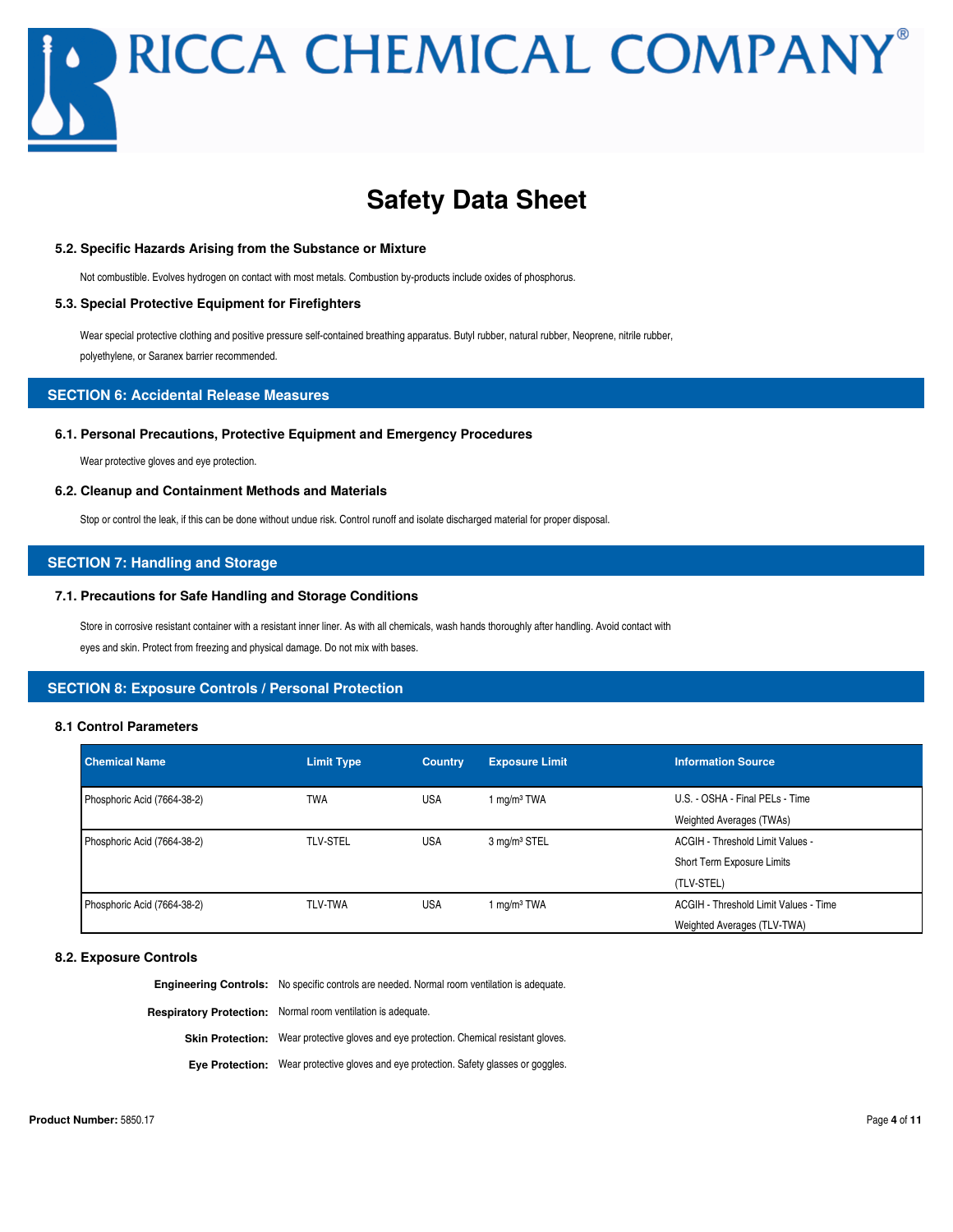### 5.2. Specific Hazards Arising from the Substance or Mixture

Not combustible. Evolves hydrogen on contact with most metals. Combustion by-products include oxides of phosphorus.

### 5.3. Special Protective Equipment for Firefighters

Wear special protective clothing and positive pressure self-contained breathing apparatus. Butyl rubber, natural rubber, Neoprene, nitrile rubber, polyethylene, or Saranex barrier recommended.

## SECTION 6: Accidental Release Measures

### 6.1. Personal Precautions, Protective Equipment and Emergency Procedures

Wear protective gloves and eye protection.

### 6.2. Cleanup and Containment Methods and Materials

Stop or control the leak, if this can be done without undue risk. Control runoff and isolate discharged material for proper disposal.

## SECTION 7: Handling and Storage

### 7.1. Precautions for Safe Handling and Storage Conditions

Store in corrosive resistant container with a resistant inner liner. As with all chemicals, wash hands thoroughly after handling. Avoid contact with eyes and skin. Protect from freezing and physical damage. Do not mix with bases.

## SECTION 8: Exposure Controls / Personal Protection

### 8.1 Control Parameters

| Chemical Name | Limit Type | Country | Exposure Limit | Information Source |
|---|---|---|---|---|
| Phosphoric Acid (7664-38-2) | TWA | USA | 1 mg/m³ TWA | U.S. - OSHA - Final PELs - Time Weighted Averages (TWAs) |
| Phosphoric Acid (7664-38-2) | TLV-STEL | USA | 3 mg/m³ STEL | ACGIH - Threshold Limit Values - Short Term Exposure Limits (TLV-STEL) |
| Phosphoric Acid (7664-38-2) | TLV-TWA | USA | 1 mg/m³ TWA | ACGIH - Threshold Limit Values - Time Weighted Averages (TLV-TWA) |

### 8.2. Exposure Controls

**Engineering Controls:** No specific controls are needed. Normal room ventilation is adequate.

**Respiratory Protection:** Normal room ventilation is adequate.

**Skin Protection:** Wear protective gloves and eye protection. Chemical resistant gloves.

**Eye Protection:** Wear protective gloves and eye protection. Safety glasses or goggles.

**Product Number:** 5850.17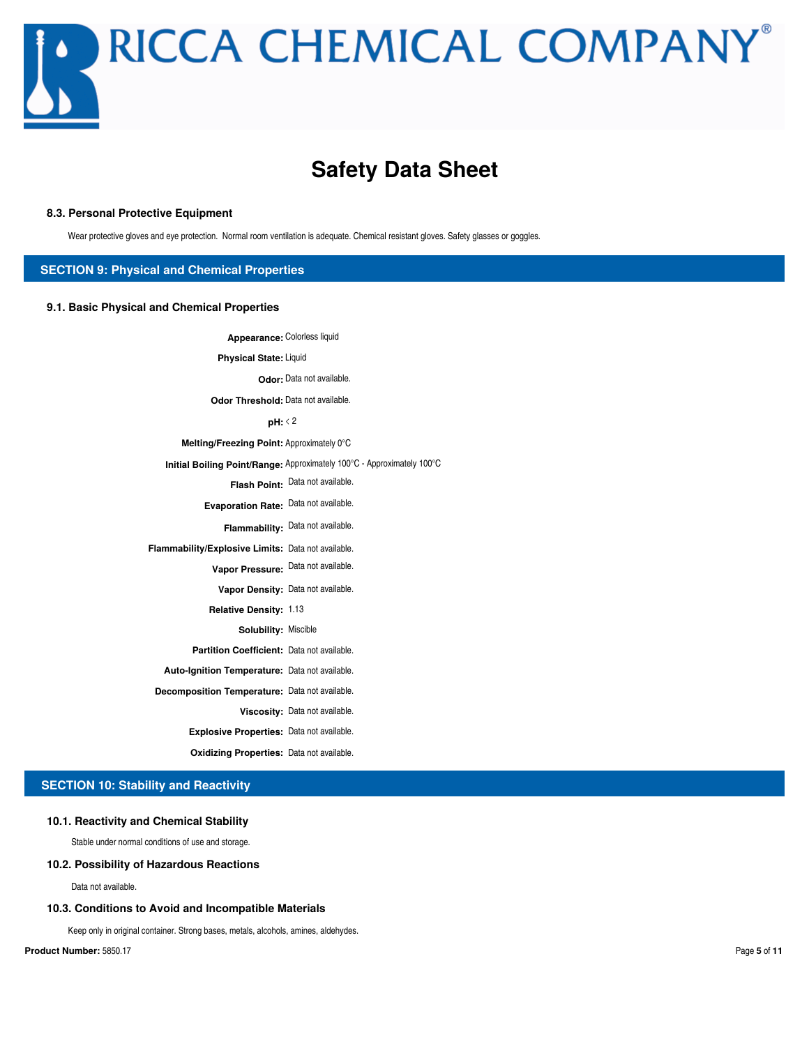# Safety Data Sheet

### 8.3. Personal Protective Equipment

Wear protective gloves and eye protection. Normal room ventilation is adequate. Chemical resistant gloves. Safety glasses or goggles.

## SECTION 9: Physical and Chemical Properties

### 9.1. Basic Physical and Chemical Properties

**Appearance:** Colorless liquid

**Physical State:** Liquid

**Odor:** Data not available.

**Odor Threshold:** Data not available.

**pH:** < 2

**Melting/Freezing Point:** Approximately 0°C

**Initial Boiling Point/Range:** Approximately 100°C - Approximately 100°C

**Flash Point:** Data not available.

**Evaporation Rate:** Data not available.

**Flammability:** Data not available.

**Flammability/Explosive Limits:** Data not available.

**Vapor Pressure:** Data not available.

**Vapor Density:** Data not available.

**Relative Density:** 1.13

**Solubility:** Miscible

**Partition Coefficient:** Data not available.

**Auto-Ignition Temperature:** Data not available.

**Decomposition Temperature:** Data not available.

**Viscosity:** Data not available.

**Explosive Properties:** Data not available.

**Oxidizing Properties:** Data not available.

## SECTION 10: Stability and Reactivity

### 10.1. Reactivity and Chemical Stability

Stable under normal conditions of use and storage.

### 10.2. Possibility of Hazardous Reactions

Data not available.

### 10.3. Conditions to Avoid and Incompatible Materials

Keep only in original container. Strong bases, metals, alcohols, amines, aldehydes.

**Product Number:** 5850.17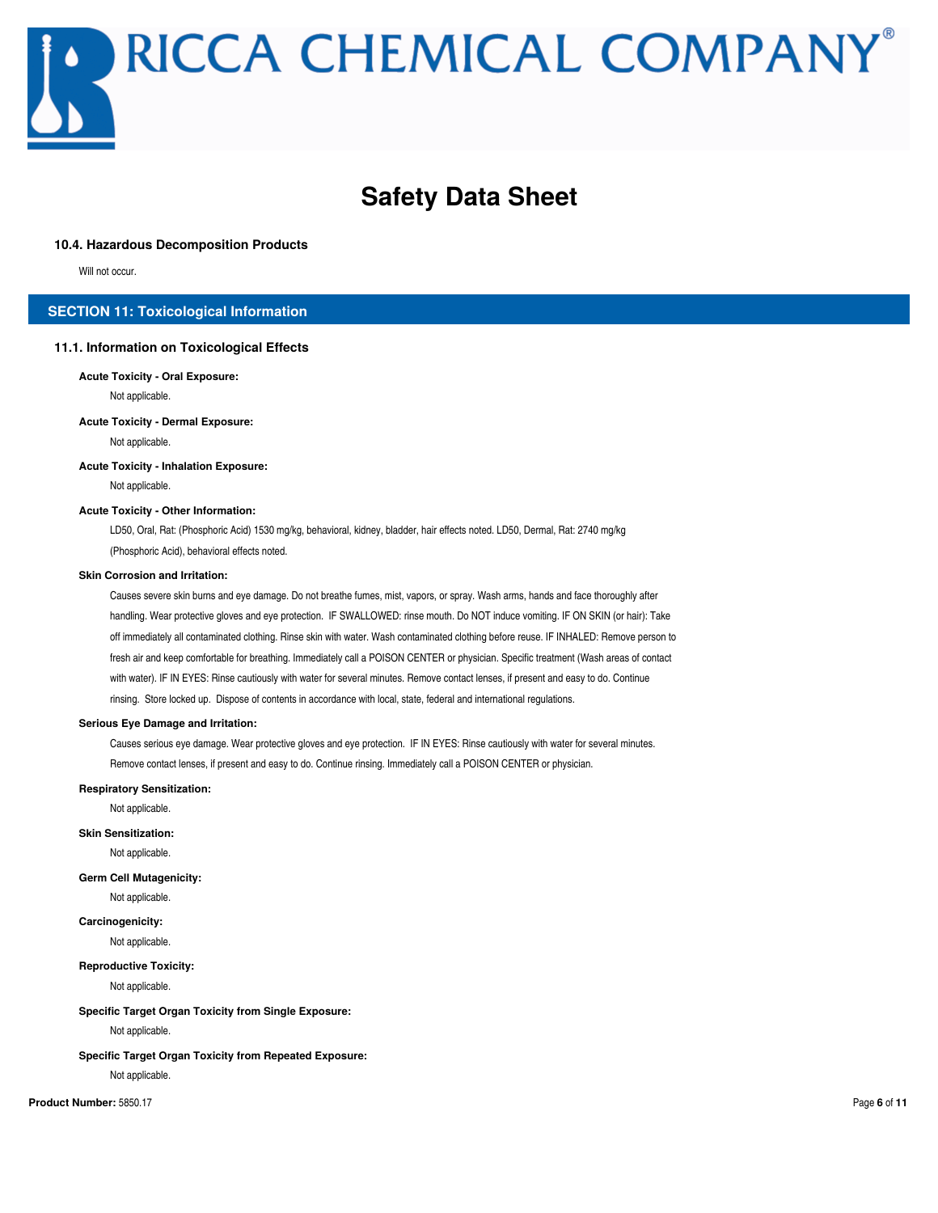### 10.4. Hazardous Decomposition Products

Will not occur.

## SECTION 11: Toxicological Information

### 11.1. Information on Toxicological Effects

**Acute Toxicity - Oral Exposure:**

Not applicable.

**Acute Toxicity - Dermal Exposure:**

Not applicable.

**Acute Toxicity - Inhalation Exposure:**

Not applicable.

**Acute Toxicity - Other Information:**

LD50, Oral, Rat: (Phosphoric Acid) 1530 mg/kg, behavioral, kidney, bladder, hair effects noted. LD50, Dermal, Rat: 2740 mg/kg (Phosphoric Acid), behavioral effects noted.

**Skin Corrosion and Irritation:**

Causes severe skin burns and eye damage. Do not breathe fumes, mist, vapors, or spray. Wash arms, hands and face thoroughly after handling. Wear protective gloves and eye protection. IF SWALLOWED: rinse mouth. Do NOT induce vomiting. IF ON SKIN (or hair): Take off immediately all contaminated clothing. Rinse skin with water. Wash contaminated clothing before reuse. IF INHALED: Remove person to fresh air and keep comfortable for breathing. Immediately call a POISON CENTER or physician. Specific treatment (Wash areas of contact with water). IF IN EYES: Rinse cautiously with water for several minutes. Remove contact lenses, if present and easy to do. Continue rinsing. Store locked up. Dispose of contents in accordance with local, state, federal and international regulations.

**Serious Eye Damage and Irritation:**

Causes serious eye damage. Wear protective gloves and eye protection. IF IN EYES: Rinse cautiously with water for several minutes. Remove contact lenses, if present and easy to do. Continue rinsing. Immediately call a POISON CENTER or physician.

**Respiratory Sensitization:**

Not applicable.

**Skin Sensitization:**

Not applicable.

**Germ Cell Mutagenicity:**

Not applicable.

**Carcinogenicity:**

Not applicable.

**Reproductive Toxicity:**

Not applicable.

**Specific Target Organ Toxicity from Single Exposure:**

Not applicable.

**Specific Target Organ Toxicity from Repeated Exposure:**

Not applicable.

**Product Number:** 5850.17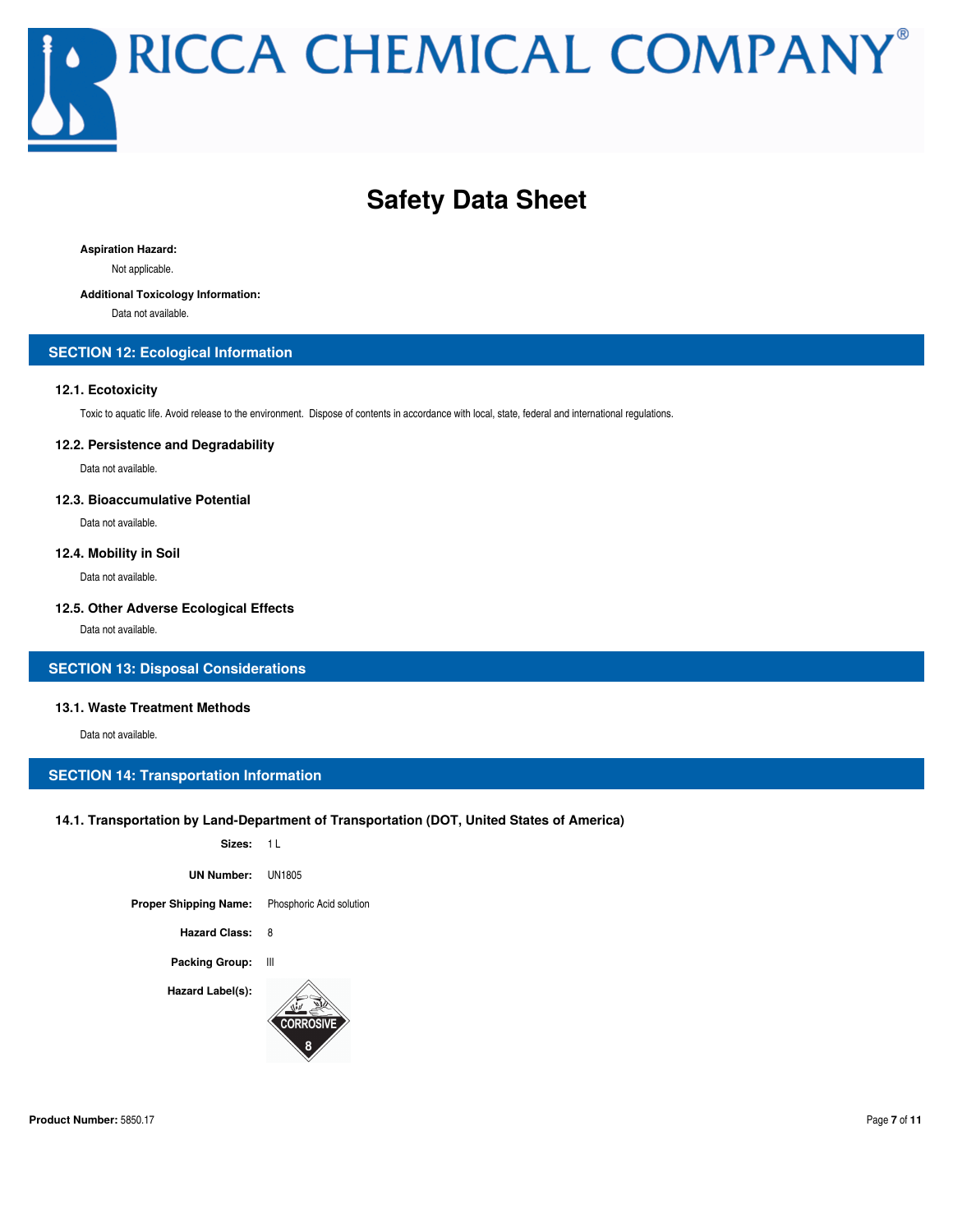**Aspiration Hazard:**

Not applicable.

**Additional Toxicology Information:**

Data not available.

## SECTION 12: Ecological Information

### 12.1. Ecotoxicity

Toxic to aquatic life. Avoid release to the environment. Dispose of contents in accordance with local, state, federal and international regulations.

### 12.2. Persistence and Degradability

Data not available.

### 12.3. Bioaccumulative Potential

Data not available.

### 12.4. Mobility in Soil

Data not available.

### 12.5. Other Adverse Ecological Effects

Data not available.

## SECTION 13: Disposal Considerations

### 13.1. Waste Treatment Methods

Data not available.

## SECTION 14: Transportation Information

### 14.1. Transportation by Land-Department of Transportation (DOT, United States of America)

**Sizes:** 1 L

**UN Number:** UN1805

**Proper Shipping Name:** Phosphoric Acid solution

**Hazard Class:** 8

**Packing Group:** III

**Hazard Label(s):** CORROSIVE 8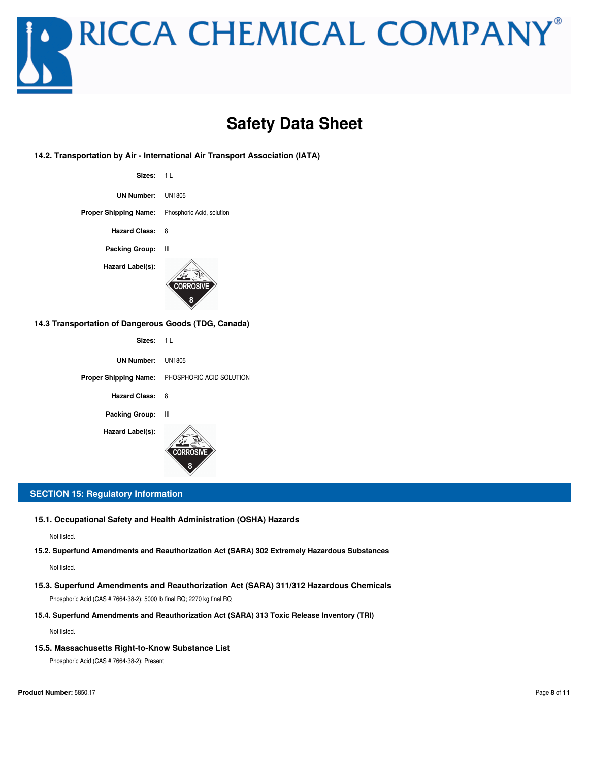# Safety Data Sheet

### 14.2. Transportation by Air - International Air Transport Association (IATA)

**Sizes:** 1 L

**UN Number:** UN1805

**Proper Shipping Name:** Phosphoric Acid, solution

**Hazard Class:** 8

**Packing Group:** III

**Hazard Label(s):**

### 14.3 Transportation of Dangerous Goods (TDG, Canada)

**Sizes:** 1 L

**UN Number:** UN1805

**Proper Shipping Name:** PHOSPHORIC ACID SOLUTION

**Hazard Class:** 8

**Packing Group:** III

**Hazard Label(s):**

## SECTION 15: Regulatory Information

### 15.1. Occupational Safety and Health Administration (OSHA) Hazards

Not listed.

### 15.2. Superfund Amendments and Reauthorization Act (SARA) 302 Extremely Hazardous Substances

Not listed.

### 15.3. Superfund Amendments and Reauthorization Act (SARA) 311/312 Hazardous Chemicals

Phosphoric Acid (CAS # 7664-38-2): 5000 lb final RQ; 2270 kg final RQ

### 15.4. Superfund Amendments and Reauthorization Act (SARA) 313 Toxic Release Inventory (TRI)

Not listed.

### 15.5. Massachusetts Right-to-Know Substance List

Phosphoric Acid (CAS # 7664-38-2): Present

**Product Number:** 5850.17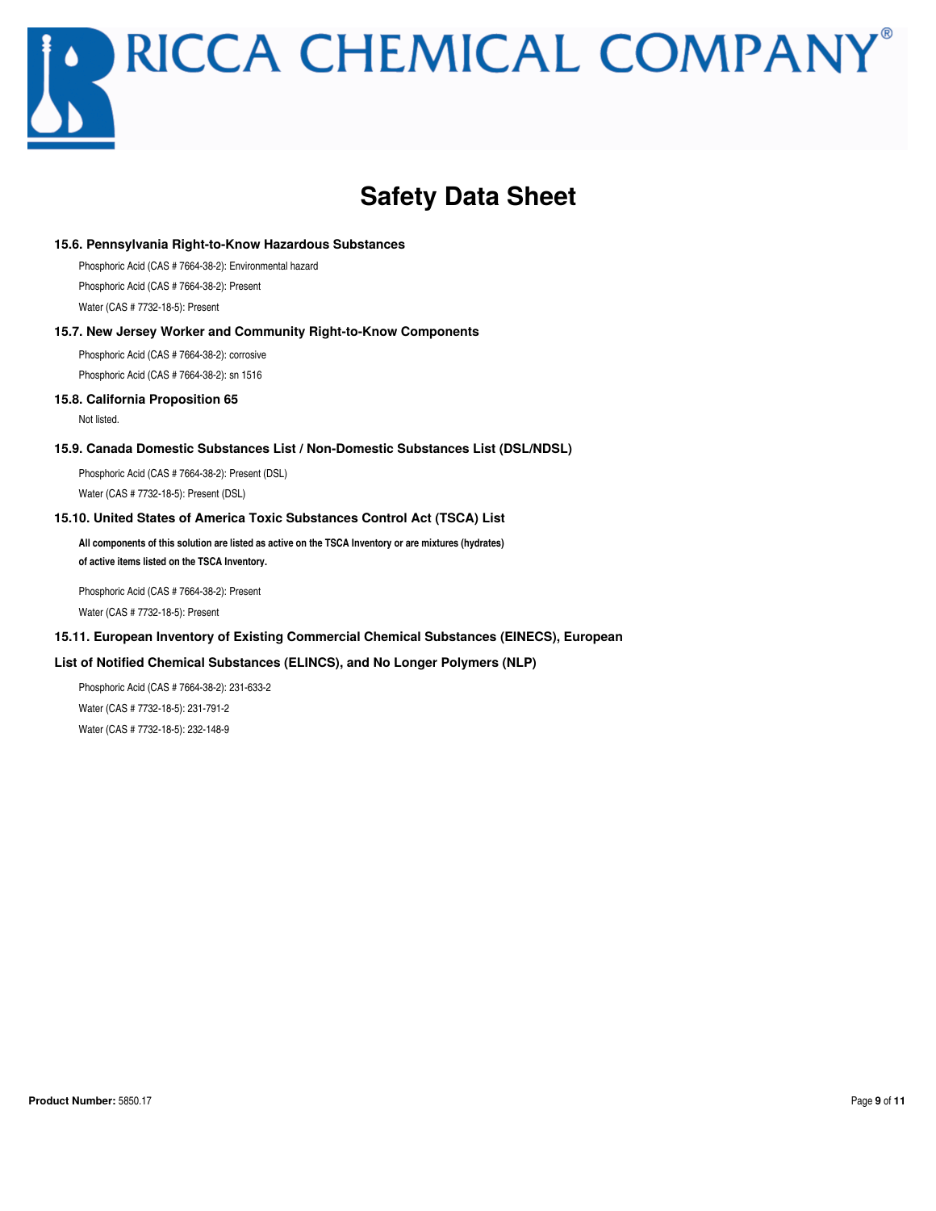# Safety Data Sheet

### 15.6. Pennsylvania Right-to-Know Hazardous Substances

Phosphoric Acid (CAS # 7664-38-2): Environmental hazard

Phosphoric Acid (CAS # 7664-38-2): Present

Water (CAS # 7732-18-5): Present

### 15.7. New Jersey Worker and Community Right-to-Know Components

Phosphoric Acid (CAS # 7664-38-2): corrosive

Phosphoric Acid (CAS # 7664-38-2): sn 1516

### 15.8. California Proposition 65

Not listed.

### 15.9. Canada Domestic Substances List / Non-Domestic Substances List (DSL/NDSL)

Phosphoric Acid (CAS # 7664-38-2): Present (DSL)

Water (CAS # 7732-18-5): Present (DSL)

### 15.10. United States of America Toxic Substances Control Act (TSCA) List

**All components of this solution are listed as active on the TSCA Inventory or are mixtures (hydrates) of active items listed on the TSCA Inventory.**

Phosphoric Acid (CAS # 7664-38-2): Present

Water (CAS # 7732-18-5): Present

### 15.11. European Inventory of Existing Commercial Chemical Substances (EINECS), European List of Notified Chemical Substances (ELINCS), and No Longer Polymers (NLP)

Phosphoric Acid (CAS # 7664-38-2): 231-633-2

Water (CAS # 7732-18-5): 231-791-2

Water (CAS # 7732-18-5): 232-148-9

**Product Number:** 5850.17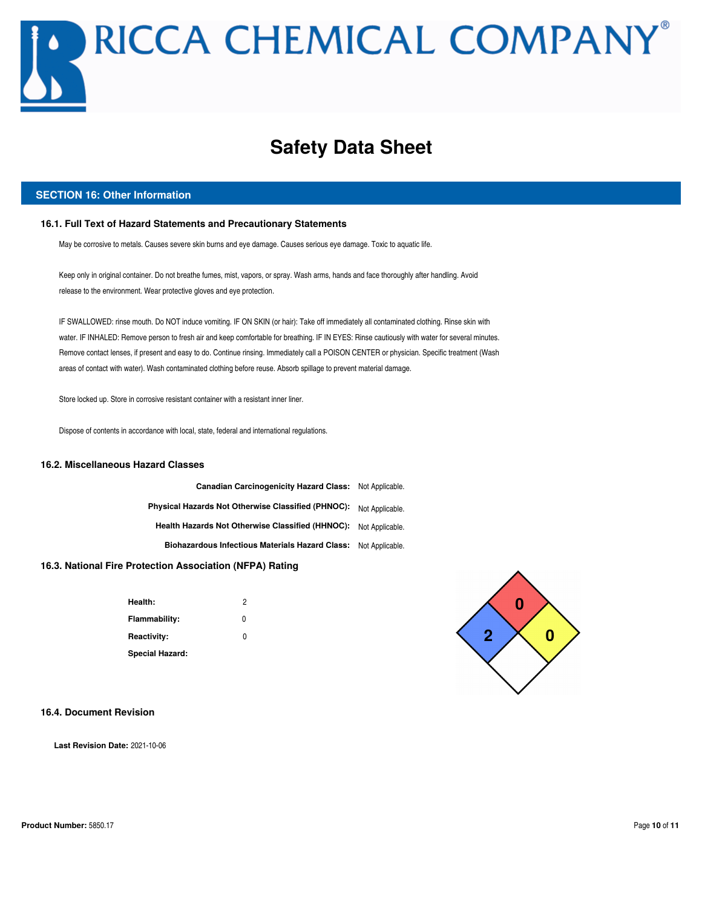# RICCA CHEMICAL COMPANY®

# Safety Data Sheet

## SECTION 16: Other Information

### 16.1. Full Text of Hazard Statements and Precautionary Statements

May be corrosive to metals. Causes severe skin burns and eye damage. Causes serious eye damage. Toxic to aquatic life.

Keep only in original container. Do not breathe fumes, mist, vapors, or spray. Wash arms, hands and face thoroughly after handling. Avoid release to the environment. Wear protective gloves and eye protection.

IF SWALLOWED: rinse mouth. Do NOT induce vomiting. IF ON SKIN (or hair): Take off immediately all contaminated clothing. Rinse skin with water. IF INHALED: Remove person to fresh air and keep comfortable for breathing. IF IN EYES: Rinse cautiously with water for several minutes. Remove contact lenses, if present and easy to do. Continue rinsing. Immediately call a POISON CENTER or physician. Specific treatment (Wash areas of contact with water). Wash contaminated clothing before reuse. Absorb spillage to prevent material damage.

Store locked up. Store in corrosive resistant container with a resistant inner liner.

Dispose of contents in accordance with local, state, federal and international regulations.

### 16.2. Miscellaneous Hazard Classes

| | |
|---|---|
| **Canadian Carcinogenicity Hazard Class:** | Not Applicable. |
| **Physical Hazards Not Otherwise Classified (PHNOC):** | Not Applicable. |
| **Health Hazards Not Otherwise Classified (HHNOC):** | Not Applicable. |
| **Biohazardous Infectious Materials Hazard Class:** | Not Applicable. |

### 16.3. National Fire Protection Association (NFPA) Rating

| | |
|---|---|
| **Health:** | 2 |
| **Flammability:** | 0 |
| **Reactivity:** | 0 |
| **Special Hazard:** | |

### 16.4. Document Revision

**Last Revision Date:** 2021-10-06

**Product Number:** 5850.17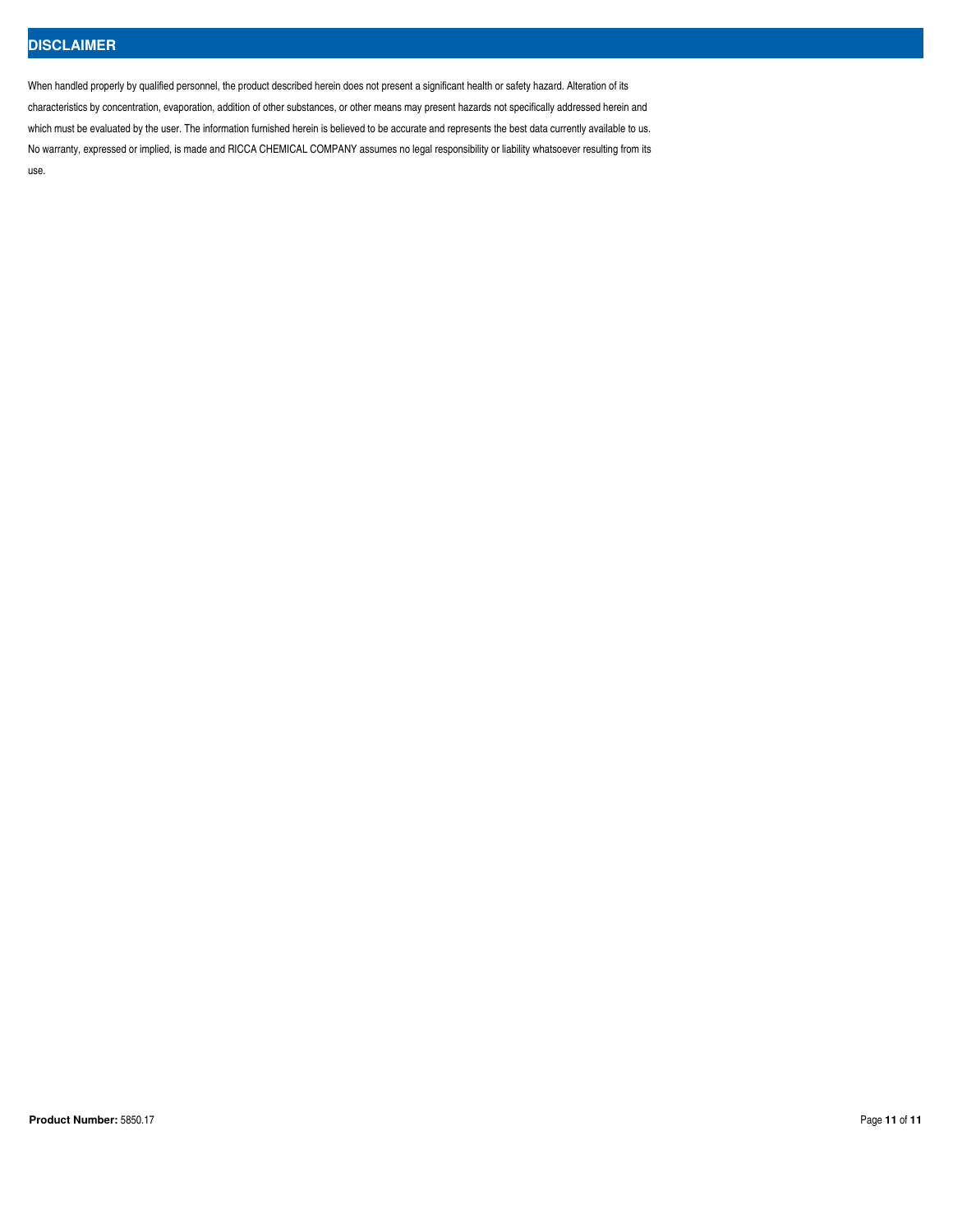## DISCLAIMER

When handled properly by qualified personnel, the product described herein does not present a significant health or safety hazard. Alteration of its characteristics by concentration, evaporation, addition of other substances, or other means may present hazards not specifically addressed herein and which must be evaluated by the user. The information furnished herein is believed to be accurate and represents the best data currently available to us. No warranty, expressed or implied, is made and RICCA CHEMICAL COMPANY assumes no legal responsibility or liability whatsoever resulting from its use.